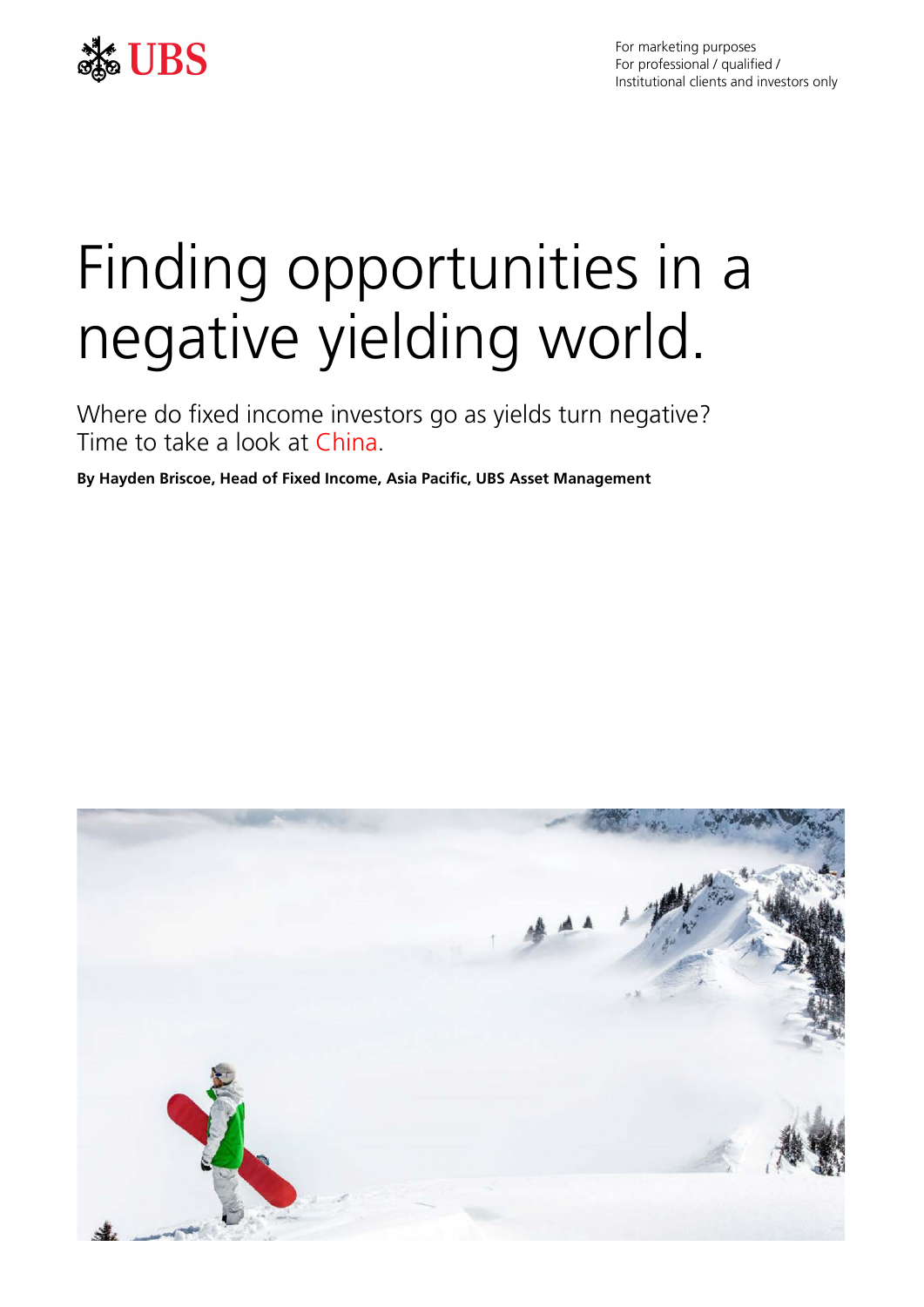For marketing purposes
For professional / qualified / Institutional clients and investors only

# Finding opportunities in a negative yielding world.

Where do fixed income investors go as yields turn negative? Time to take a look at China.

**By Hayden Briscoe, Head of Fixed Income, Asia Pacific, UBS Asset Management**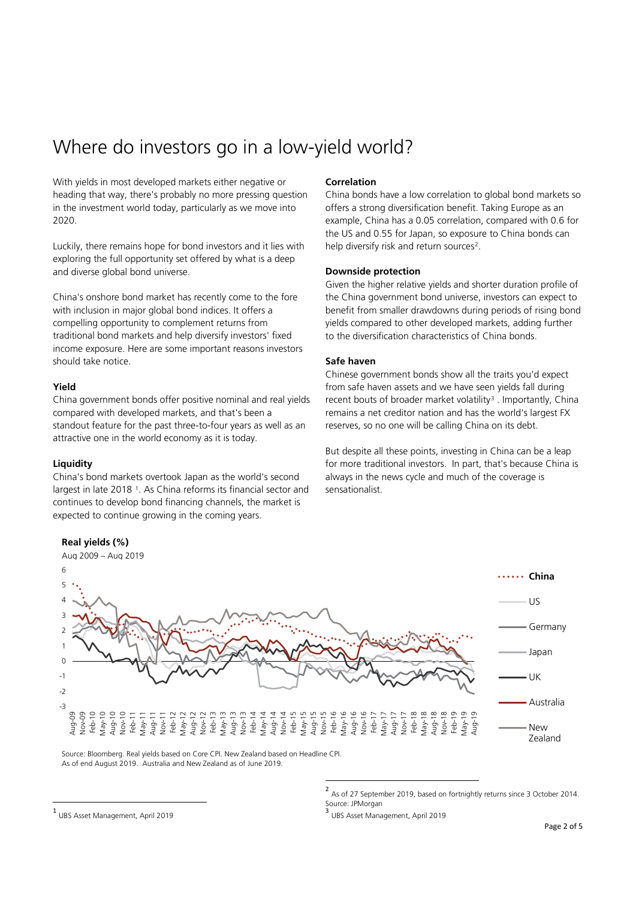# Where do investors go in a low-yield world?

With yields in most developed markets either negative or heading that way, there's probably no more pressing question in the investment world today, particularly as we move into 2020.

Luckily, there remains hope for bond investors and it lies with exploring the full opportunity set offered by what is a deep and diverse global bond universe.

China's onshore bond market has recently come to the fore with inclusion in major global bond indices. It offers a compelling opportunity to complement returns from traditional bond markets and help diversify investors' fixed income exposure. Here are some important reasons investors should take notice.

**Yield**

China government bonds offer positive nominal and real yields compared with developed markets, and that's been a standout feature for the past three-to-four years as well as an attractive one in the world economy as it is today.

**Liquidity**

China's bond markets overtook Japan as the world's second largest in late 2018 [1]. As China reforms its financial sector and continues to develop bond financing channels, the market is expected to continue growing in the coming years.

**Correlation**

China bonds have a low correlation to global bond markets so offers a strong diversification benefit. Taking Europe as an example, China has a 0.05 correlation, compared with 0.6 for the US and 0.55 for Japan, so exposure to China bonds can help diversify risk and return sources[2].

**Downside protection**

Given the higher relative yields and shorter duration profile of the China government bond universe, investors can expect to benefit from smaller drawdowns during periods of rising bond yields compared to other developed markets, adding further to the diversification characteristics of China bonds.

**Safe haven**

Chinese government bonds show all the traits you'd expect from safe haven assets and we have seen yields fall during recent bouts of broader market volatility[3] . Importantly, China remains a net creditor nation and has the world's largest FX reserves, so no one will be calling China on its debt.

But despite all these points, investing in China can be a leap for more traditional investors. In part, that's because China is always in the news cycle and much of the coverage is sensationalist.

**Real yields (%)**

Aug 2009 – Aug 2019

Legend: China, US, Germany, Japan, UK, Australia, New Zealand

Source: Bloomberg. Real yields based on Core CPI. New Zealand based on Headline CPI.
As of end August 2019. Australia and New Zealand as of June 2019.

---

[1] UBS Asset Management, April 2019

[2] As of 27 September 2019, based on fortnightly returns since 3 October 2014. Source: JPMorgan

[3] UBS Asset Management, April 2019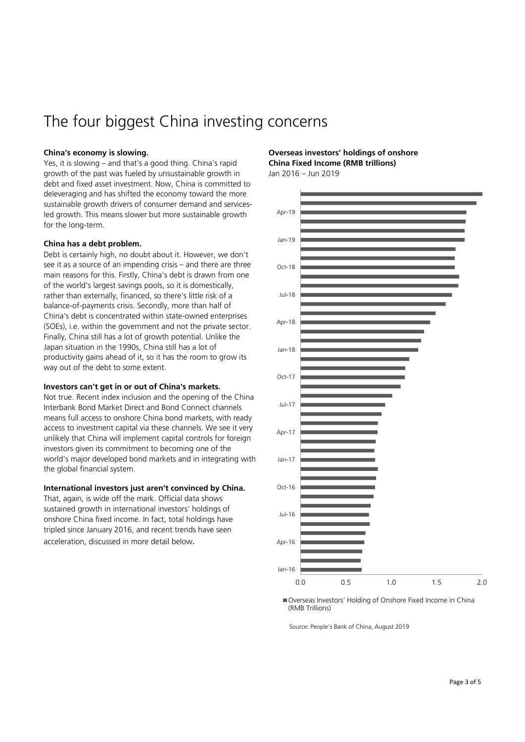# The four biggest China investing concerns

**China's economy is slowing.**

Yes, it is slowing – and that's a good thing. China's rapid growth of the past was fueled by unsustainable growth in debt and fixed asset investment. Now, China is committed to deleveraging and has shifted the economy toward the more sustainable growth drivers of consumer demand and services-led growth. This means slower but more sustainable growth for the long-term.

**China has a debt problem.**

Debt is certainly high, no doubt about it. However, we don't see it as a source of an impending crisis – and there are three main reasons for this. Firstly, China's debt is drawn from one of the world's largest savings pools, so it is domestically, rather than externally, financed, so there's little risk of a balance-of-payments crisis. Secondly, more than half of China's debt is concentrated within state-owned enterprises (SOEs), i.e. within the government and not the private sector. Finally, China still has a lot of growth potential. Unlike the Japan situation in the 1990s, China still has a lot of productivity gains ahead of it, so it has the room to grow its way out of the debt to some extent.

**Investors can't get in or out of China's markets.**

Not true. Recent index inclusion and the opening of the China Interbank Bond Market Direct and Bond Connect channels means full access to onshore China bond markets, with ready access to investment capital via these channels. We see it very unlikely that China will implement capital controls for foreign investors given its commitment to becoming one of the world's major developed bond markets and in integrating with the global financial system.

**International investors just aren't convinced by China.**

That, again, is wide off the mark. Official data shows sustained growth in international investors' holdings of onshore China fixed income. In fact, total holdings have tripled since January 2016, and recent trends have seen acceleration, discussed in more detail below.

**Overseas investors' holdings of onshore China Fixed Income (RMB trillions)**
Jan 2016 – Jun 2019

Overseas Investors' Holding of Onshore Fixed Income in China (RMB Trillions)

Source: People's Bank of China, August 2019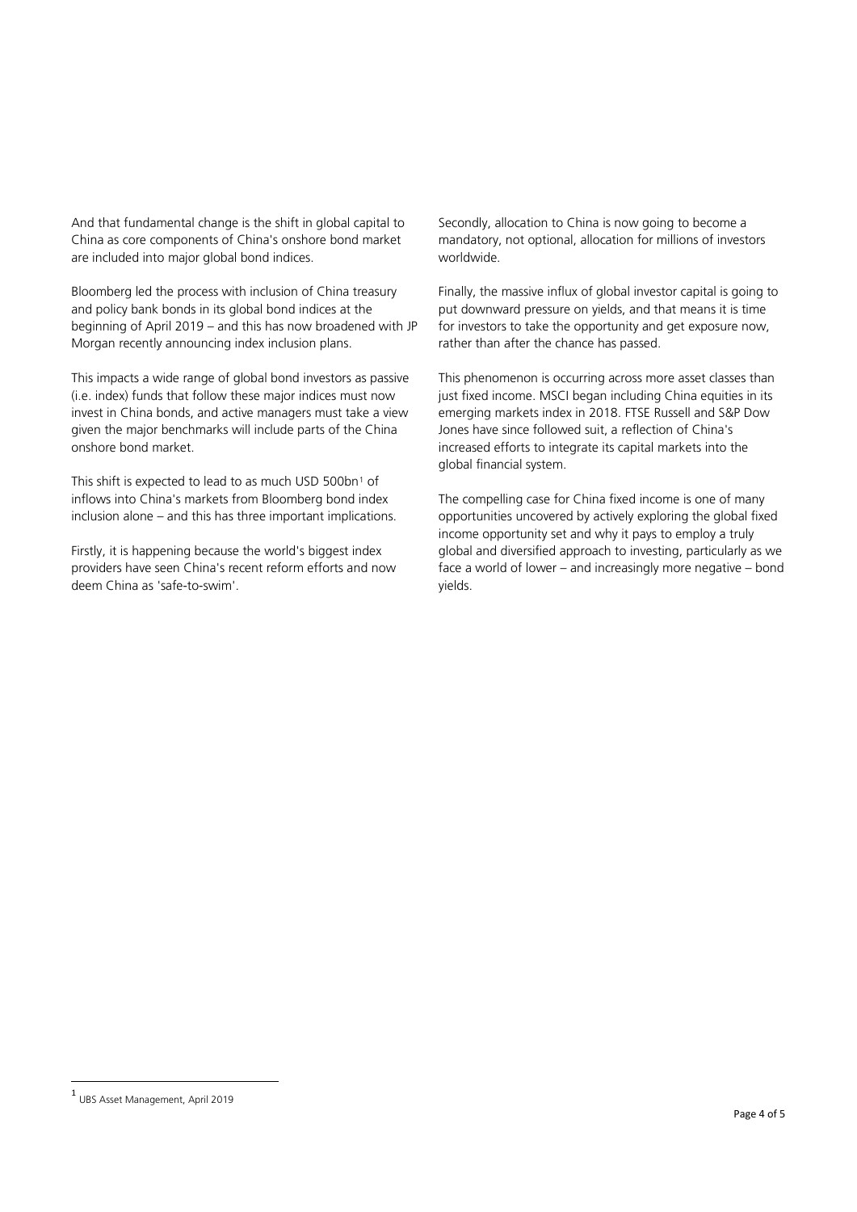And that fundamental change is the shift in global capital to China as core components of China's onshore bond market are included into major global bond indices.

Bloomberg led the process with inclusion of China treasury and policy bank bonds in its global bond indices at the beginning of April 2019 – and this has now broadened with JP Morgan recently announcing index inclusion plans.

This impacts a wide range of global bond investors as passive (i.e. index) funds that follow these major indices must now invest in China bonds, and active managers must take a view given the major benchmarks will include parts of the China onshore bond market.

This shift is expected to lead to as much USD 500bn[1] of inflows into China's markets from Bloomberg bond index inclusion alone – and this has three important implications.

Firstly, it is happening because the world's biggest index providers have seen China's recent reform efforts and now deem China as 'safe-to-swim'.

Secondly, allocation to China is now going to become a mandatory, not optional, allocation for millions of investors worldwide.

Finally, the massive influx of global investor capital is going to put downward pressure on yields, and that means it is time for investors to take the opportunity and get exposure now, rather than after the chance has passed.

This phenomenon is occurring across more asset classes than just fixed income. MSCI began including China equities in its emerging markets index in 2018. FTSE Russell and S&P Dow Jones have since followed suit, a reflection of China's increased efforts to integrate its capital markets into the global financial system.

The compelling case for China fixed income is one of many opportunities uncovered by actively exploring the global fixed income opportunity set and why it pays to employ a truly global and diversified approach to investing, particularly as we face a world of lower – and increasingly more negative – bond yields.

---

[1] UBS Asset Management, April 2019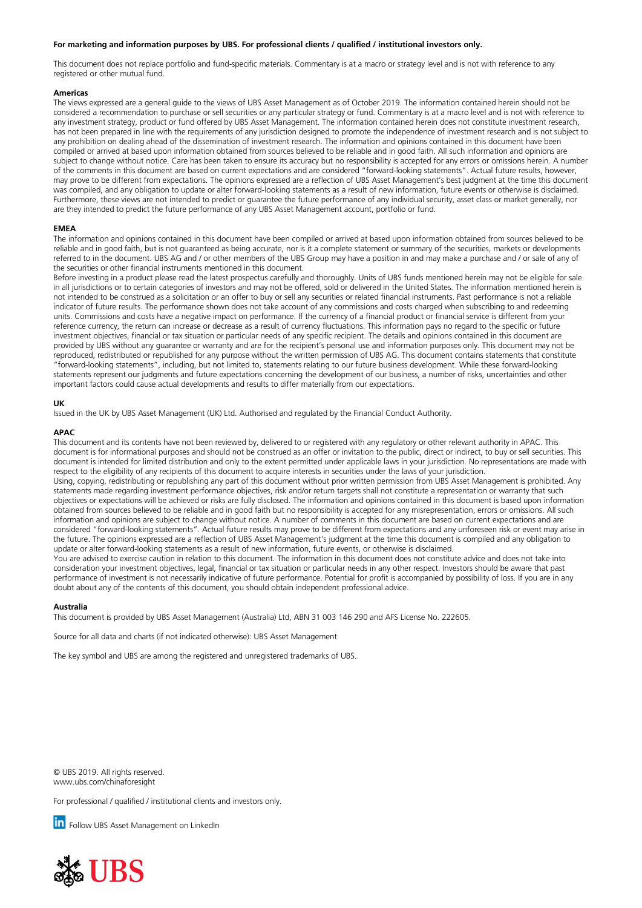**For marketing and information purposes by UBS. For professional clients / qualified / institutional investors only.**

This document does not replace portfolio and fund-specific materials. Commentary is at a macro or strategy level and is not with reference to any registered or other mutual fund.

**Americas**

The views expressed are a general guide to the views of UBS Asset Management as of October 2019. The information contained herein should not be considered a recommendation to purchase or sell securities or any particular strategy or fund. Commentary is at a macro level and is not with reference to any investment strategy, product or fund offered by UBS Asset Management. The information contained herein does not constitute investment research, has not been prepared in line with the requirements of any jurisdiction designed to promote the independence of investment research and is not subject to any prohibition on dealing ahead of the dissemination of investment research. The information and opinions contained in this document have been compiled or arrived at based upon information obtained from sources believed to be reliable and in good faith. All such information and opinions are subject to change without notice. Care has been taken to ensure its accuracy but no responsibility is accepted for any errors or omissions herein. A number of the comments in this document are based on current expectations and are considered "forward-looking statements". Actual future results, however, may prove to be different from expectations. The opinions expressed are a reflection of UBS Asset Management's best judgment at the time this document was compiled, and any obligation to update or alter forward-looking statements as a result of new information, future events or otherwise is disclaimed. Furthermore, these views are not intended to predict or guarantee the future performance of any individual security, asset class or market generally, nor are they intended to predict the future performance of any UBS Asset Management account, portfolio or fund.

**EMEA**

The information and opinions contained in this document have been compiled or arrived at based upon information obtained from sources believed to be reliable and in good faith, but is not guaranteed as being accurate, nor is it a complete statement or summary of the securities, markets or developments referred to in the document. UBS AG and / or other members of the UBS Group may have a position in and may make a purchase and / or sale of any of the securities or other financial instruments mentioned in this document.

Before investing in a product please read the latest prospectus carefully and thoroughly. Units of UBS funds mentioned herein may not be eligible for sale in all jurisdictions or to certain categories of investors and may not be offered, sold or delivered in the United States. The information mentioned herein is not intended to be construed as a solicitation or an offer to buy or sell any securities or related financial instruments. Past performance is not a reliable indicator of future results. The performance shown does not take account of any commissions and costs charged when subscribing to and redeeming units. Commissions and costs have a negative impact on performance. If the currency of a financial product or financial service is different from your reference currency, the return can increase or decrease as a result of currency fluctuations. This information pays no regard to the specific or future investment objectives, financial or tax situation or particular needs of any specific recipient. The details and opinions contained in this document are provided by UBS without any guarantee or warranty and are for the recipient's personal use and information purposes only. This document may not be reproduced, redistributed or republished for any purpose without the written permission of UBS AG. This document contains statements that constitute "forward-looking statements", including, but not limited to, statements relating to our future business development. While these forward-looking statements represent our judgments and future expectations concerning the development of our business, a number of risks, uncertainties and other important factors could cause actual developments and results to differ materially from our expectations.

**UK**

Issued in the UK by UBS Asset Management (UK) Ltd. Authorised and regulated by the Financial Conduct Authority.

**APAC**

This document and its contents have not been reviewed by, delivered to or registered with any regulatory or other relevant authority in APAC. This document is for informational purposes and should not be construed as an offer or invitation to the public, direct or indirect, to buy or sell securities. This document is intended for limited distribution and only to the extent permitted under applicable laws in your jurisdiction. No representations are made with respect to the eligibility of any recipients of this document to acquire interests in securities under the laws of your jurisdiction.

Using, copying, redistributing or republishing any part of this document without prior written permission from UBS Asset Management is prohibited. Any statements made regarding investment performance objectives, risk and/or return targets shall not constitute a representation or warranty that such objectives or expectations will be achieved or risks are fully disclosed. The information and opinions contained in this document is based upon information obtained from sources believed to be reliable and in good faith but no responsibility is accepted for any misrepresentation, errors or omissions. All such information and opinions are subject to change without notice. A number of comments in this document are based on current expectations and are considered "forward-looking statements". Actual future results may prove to be different from expectations and any unforeseen risk or event may arise in the future. The opinions expressed are a reflection of UBS Asset Management's judgment at the time this document is compiled and any obligation to update or alter forward-looking statements as a result of new information, future events, or otherwise is disclaimed.

You are advised to exercise caution in relation to this document. The information in this document does not constitute advice and does not take into consideration your investment objectives, legal, financial or tax situation or particular needs in any other respect. Investors should be aware that past performance of investment is not necessarily indicative of future performance. Potential for profit is accompanied by possibility of loss. If you are in any doubt about any of the contents of this document, you should obtain independent professional advice.

**Australia**

This document is provided by UBS Asset Management (Australia) Ltd, ABN 31 003 146 290 and AFS License No. 222605.

Source for all data and charts (if not indicated otherwise): UBS Asset Management

The key symbol and UBS are among the registered and unregistered trademarks of UBS..

© UBS 2019. All rights reserved.
www.ubs.com/chinaforesight

For professional / qualified / institutional clients and investors only.

Follow UBS Asset Management on LinkedIn

UBS